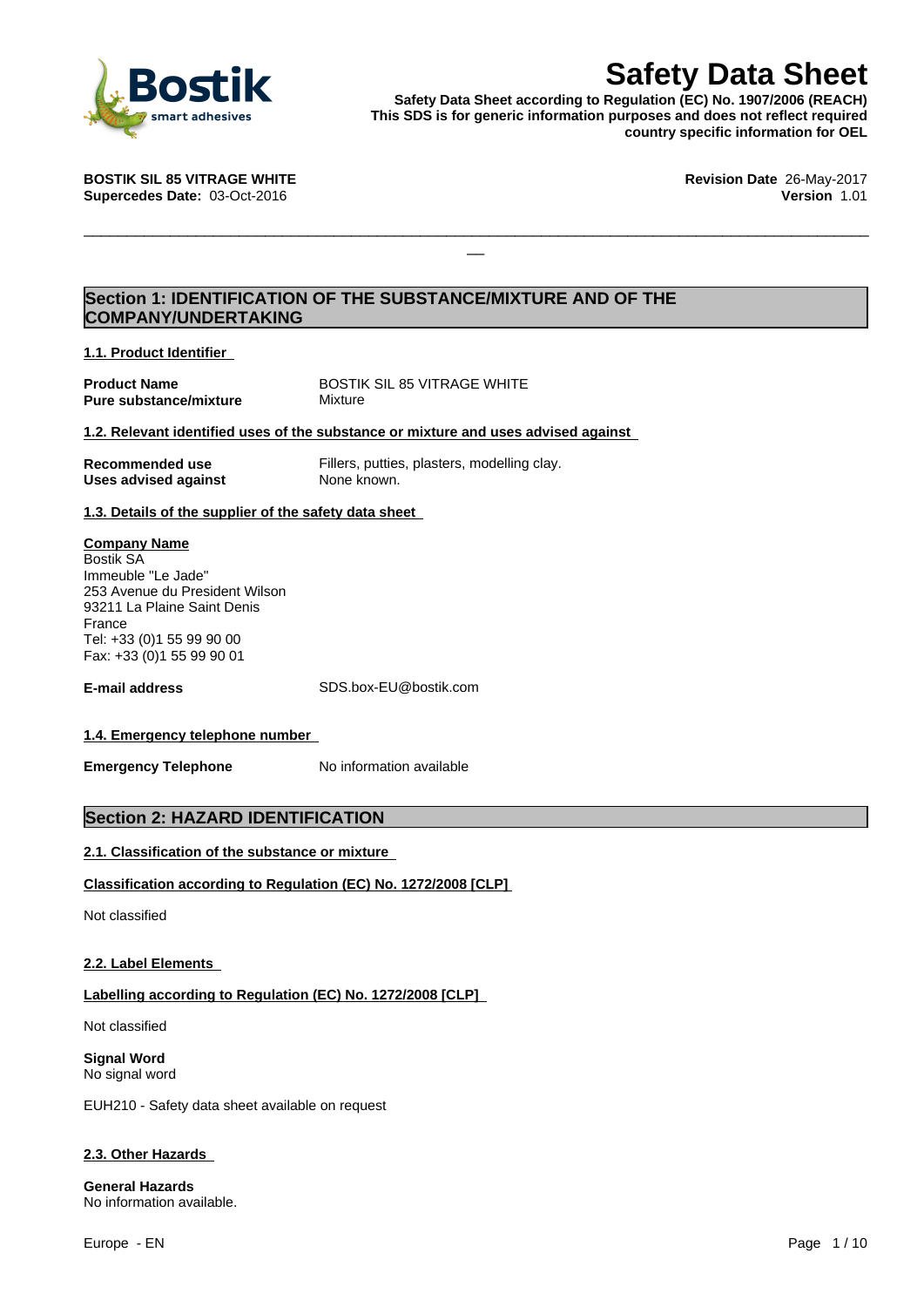# Safety Data Sheet

**Safety Data Sheet according to Regulation (EC) No. 1907/2006 (REACH)**
**This SDS is for generic information purposes and does not reflect required country specific information for OEL**

**BOSTIK SIL 85 VITRAGE WHITE**
**Supercedes Date:** 03-Oct-2016

**Revision Date** 26-May-2017
**Version** 1.01

## Section 1: IDENTIFICATION OF THE SUBSTANCE/MIXTURE AND OF THE COMPANY/UNDERTAKING

### 1.1. Product Identifier

| | |
|---|---|
| **Product Name** | BOSTIK SIL 85 VITRAGE WHITE |
| **Pure substance/mixture** | Mixture |

### 1.2. Relevant identified uses of the substance or mixture and uses advised against

| | |
|---|---|
| **Recommended use** | Fillers, putties, plasters, modelling clay. |
| **Uses advised against** | None known. |

### 1.3. Details of the supplier of the safety data sheet

**Company Name**
Bostik SA
Immeuble "Le Jade"
253 Avenue du President Wilson
93211 La Plaine Saint Denis
France
Tel: +33 (0)1 55 99 90 00
Fax: +33 (0)1 55 99 90 01

**E-mail address** SDS.box-EU@bostik.com

### 1.4. Emergency telephone number

**Emergency Telephone** No information available

## Section 2: HAZARD IDENTIFICATION

### 2.1. Classification of the substance or mixture

**Classification according to Regulation (EC) No. 1272/2008 [CLP]**

Not classified

### 2.2. Label Elements

**Labelling according to Regulation (EC) No. 1272/2008 [CLP]**

Not classified

**Signal Word**
No signal word

EUH210 - Safety data sheet available on request

### 2.3. Other Hazards

**General Hazards**
No information available.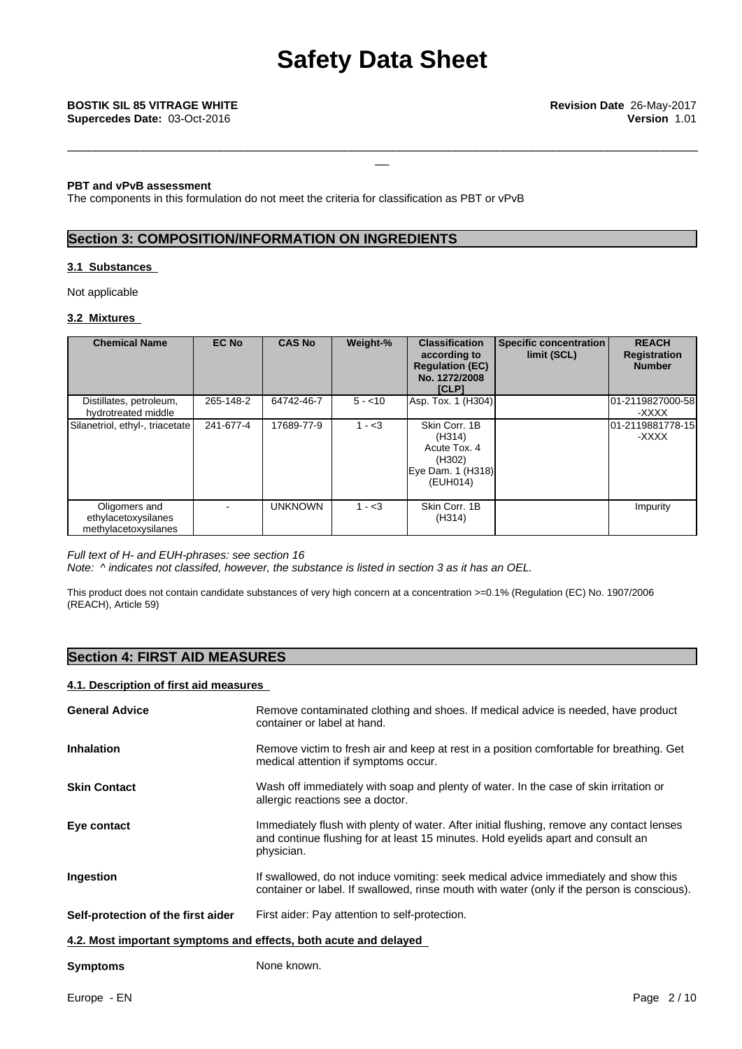**PBT and vPvB assessment**
The components in this formulation do not meet the criteria for classification as PBT or vPvB

## Section 3: COMPOSITION/INFORMATION ON INGREDIENTS

### 3.1 Substances

Not applicable

### 3.2 Mixtures

| Chemical Name | EC No | CAS No | Weight-% | Classification according to Regulation (EC) No. 1272/2008 [CLP] | Specific concentration limit (SCL) | REACH Registration Number |
|---|---|---|---|---|---|---|
| Distillates, petroleum, hydrotreated middle | 265-148-2 | 64742-46-7 | 5 - <10 | Asp. Tox. 1 (H304) | | 01-2119827000-58-XXXX |
| Silanetriol, ethyl-, triacetate | 241-677-4 | 17689-77-9 | 1 - <3 | Skin Corr. 1B (H314) Acute Tox. 4 (H302) Eye Dam. 1 (H318) (EUH014) | | 01-2119881778-15-XXXX |
| Oligomers and ethylacetoxysilanes methylacetoxysilanes | - | UNKNOWN | 1 - <3 | Skin Corr. 1B (H314) | | Impurity |

*Full text of H- and EUH-phrases: see section 16*
*Note: ^ indicates not classifed, however, the substance is listed in section 3 as it has an OEL.*

This product does not contain candidate substances of very high concern at a concentration >=0.1% (Regulation (EC) No. 1907/2006 (REACH), Article 59)

## Section 4: FIRST AID MEASURES

### 4.1. Description of first aid measures

**General Advice**
Remove contaminated clothing and shoes. If medical advice is needed, have product container or label at hand.

**Inhalation**
Remove victim to fresh air and keep at rest in a position comfortable for breathing. Get medical attention if symptoms occur.

**Skin Contact**
Wash off immediately with soap and plenty of water. In the case of skin irritation or allergic reactions see a doctor.

**Eye contact**
Immediately flush with plenty of water. After initial flushing, remove any contact lenses and continue flushing for at least 15 minutes. Hold eyelids apart and consult an physician.

**Ingestion**
If swallowed, do not induce vomiting: seek medical advice immediately and show this container or label. If swallowed, rinse mouth with water (only if the person is conscious).

**Self-protection of the first aider**
First aider: Pay attention to self-protection.

### 4.2. Most important symptoms and effects, both acute and delayed

**Symptoms**
None known.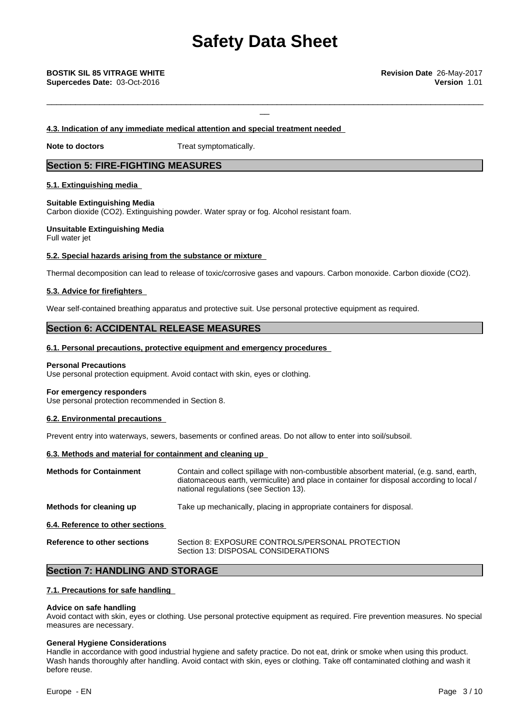#### 4.3. Indication of any immediate medical attention and special treatment needed

**Note to doctors** Treat symptomatically.

## Section 5: FIRE-FIGHTING MEASURES

#### 5.1. Extinguishing media

**Suitable Extinguishing Media**
Carbon dioxide ($CO_2$). Extinguishing powder. Water spray or fog. Alcohol resistant foam.

**Unsuitable Extinguishing Media**
Full water jet

#### 5.2. Special hazards arising from the substance or mixture

Thermal decomposition can lead to release of toxic/corrosive gases and vapours. Carbon monoxide. Carbon dioxide ($CO_2$).

#### 5.3. Advice for firefighters

Wear self-contained breathing apparatus and protective suit. Use personal protective equipment as required.

## Section 6: ACCIDENTAL RELEASE MEASURES

#### 6.1. Personal precautions, protective equipment and emergency procedures

**Personal Precautions**
Use personal protection equipment. Avoid contact with skin, eyes or clothing.

**For emergency responders**
Use personal protection recommended in Section 8.

#### 6.2. Environmental precautions

Prevent entry into waterways, sewers, basements or confined areas. Do not allow to enter into soil/subsoil.

#### 6.3. Methods and material for containment and cleaning up

**Methods for Containment** Contain and collect spillage with non-combustible absorbent material, (e.g. sand, earth, diatomaceous earth, vermiculite) and place in container for disposal according to local / national regulations (see Section 13).

**Methods for cleaning up** Take up mechanically, placing in appropriate containers for disposal.

#### 6.4. Reference to other sections

**Reference to other sections** Section 8: EXPOSURE CONTROLS/PERSONAL PROTECTION
Section 13: DISPOSAL CONSIDERATIONS

## Section 7: HANDLING AND STORAGE

#### 7.1. Precautions for safe handling

**Advice on safe handling**
Avoid contact with skin, eyes or clothing. Use personal protective equipment as required. Fire prevention measures. No special measures are necessary.

**General Hygiene Considerations**
Handle in accordance with good industrial hygiene and safety practice. Do not eat, drink or smoke when using this product. Wash hands thoroughly after handling. Avoid contact with skin, eyes or clothing. Take off contaminated clothing and wash it before reuse.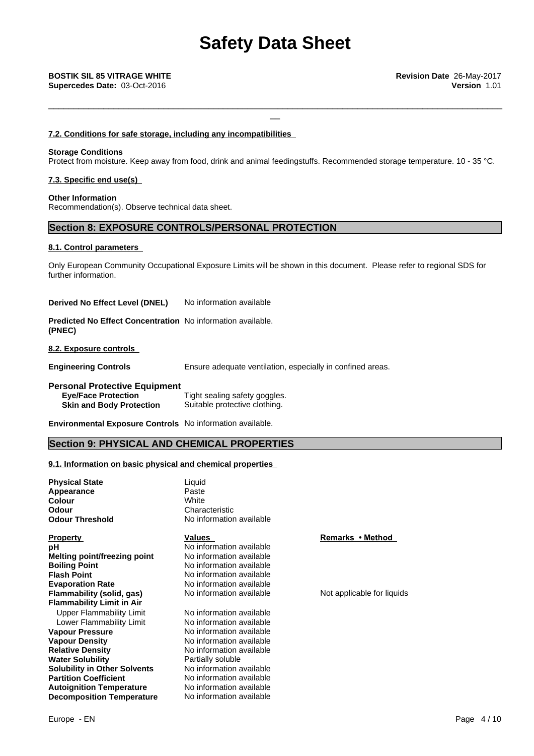### 7.2. Conditions for safe storage, including any incompatibilities

**Storage Conditions**
Protect from moisture. Keep away from food, drink and animal feedingstuffs. Recommended storage temperature. 10 - 35 °C.

### 7.3. Specific end use(s)

**Other Information**
Recommendation(s). Observe technical data sheet.

## Section 8: EXPOSURE CONTROLS/PERSONAL PROTECTION

### 8.1. Control parameters

Only European Community Occupational Exposure Limits will be shown in this document. Please refer to regional SDS for further information.

**Derived No Effect Level (DNEL)** No information available

**Predicted No Effect Concentration (PNEC)** No information available.

### 8.2. Exposure controls

**Engineering Controls** Ensure adequate ventilation, especially in confined areas.

**Personal Protective Equipment**

- **Eye/Face Protection** Tight sealing safety goggles.
- **Skin and Body Protection** Suitable protective clothing.

**Environmental Exposure Controls** No information available.

## Section 9: PHYSICAL AND CHEMICAL PROPERTIES

### 9.1. Information on basic physical and chemical properties

| | |
|---|---|
| **Physical State** | Liquid |
| **Appearance** | Paste |
| **Colour** | White |
| **Odour** | Characteristic |
| **Odour Threshold** | No information available |

| Property | Values | Remarks • Method |
|---|---|---|
| **pH** | No information available | |
| **Melting point/freezing point** | No information available | |
| **Boiling Point** | No information available | |
| **Flash Point** | No information available | |
| **Evaporation Rate** | No information available | |
| **Flammability (solid, gas)** | No information available | Not applicable for liquids |
| **Flammability Limit in Air** | | |
| Upper Flammability Limit | No information available | |
| Lower Flammability Limit | No information available | |
| **Vapour Pressure** | No information available | |
| **Vapour Density** | No information available | |
| **Relative Density** | No information available | |
| **Water Solubility** | Partially soluble | |
| **Solubility in Other Solvents** | No information available | |
| **Partition Coefficient** | No information available | |
| **Autoignition Temperature** | No information available | |
| **Decomposition Temperature** | No information available | |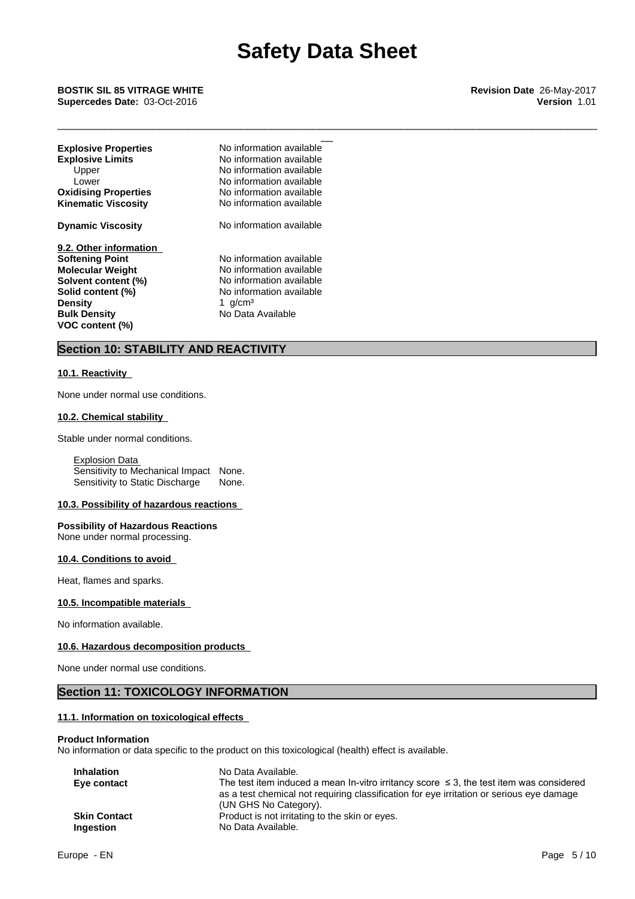| | |
|---|---|
| **Explosive Properties** | No information available |
| **Explosive Limits** | No information available |
| Upper | No information available |
| Lower | No information available |
| **Oxidising Properties** | No information available |
| **Kinematic Viscosity** | No information available |
| **Dynamic Viscosity** | No information available |

**9.2. Other information**

| | |
|---|---|
| **Softening Point** | No information available |
| **Molecular Weight** | No information available |
| **Solvent content (%)** | No information available |
| **Solid content (%)** | No information available |
| **Density** | 1 $g/cm^3$ |
| **Bulk Density** | No Data Available |
| **VOC content (%)** | |

## Section 10: STABILITY AND REACTIVITY

### 10.1. Reactivity

None under normal use conditions.

### 10.2. Chemical stability

Stable under normal conditions.

Explosion Data

| | |
|---|---|
| Sensitivity to Mechanical Impact | None. |
| Sensitivity to Static Discharge | None. |

### 10.3. Possibility of hazardous reactions

**Possibility of Hazardous Reactions**
None under normal processing.

### 10.4. Conditions to avoid

Heat, flames and sparks.

### 10.5. Incompatible materials

No information available.

### 10.6. Hazardous decomposition products

None under normal use conditions.

## Section 11: TOXICOLOGY INFORMATION

### 11.1. Information on toxicological effects

**Product Information**
No information or data specific to the product on this toxicological (health) effect is available.

| | |
|---|---|
| **Inhalation** | No Data Available. |
| **Eye contact** | The test item induced a mean In-vitro irritancy score ≤ 3, the test item was considered as a test chemical not requiring classification for eye irritation or serious eye damage (UN GHS No Category). |
| **Skin Contact** | Product is not irritating to the skin or eyes. |
| **Ingestion** | No Data Available. |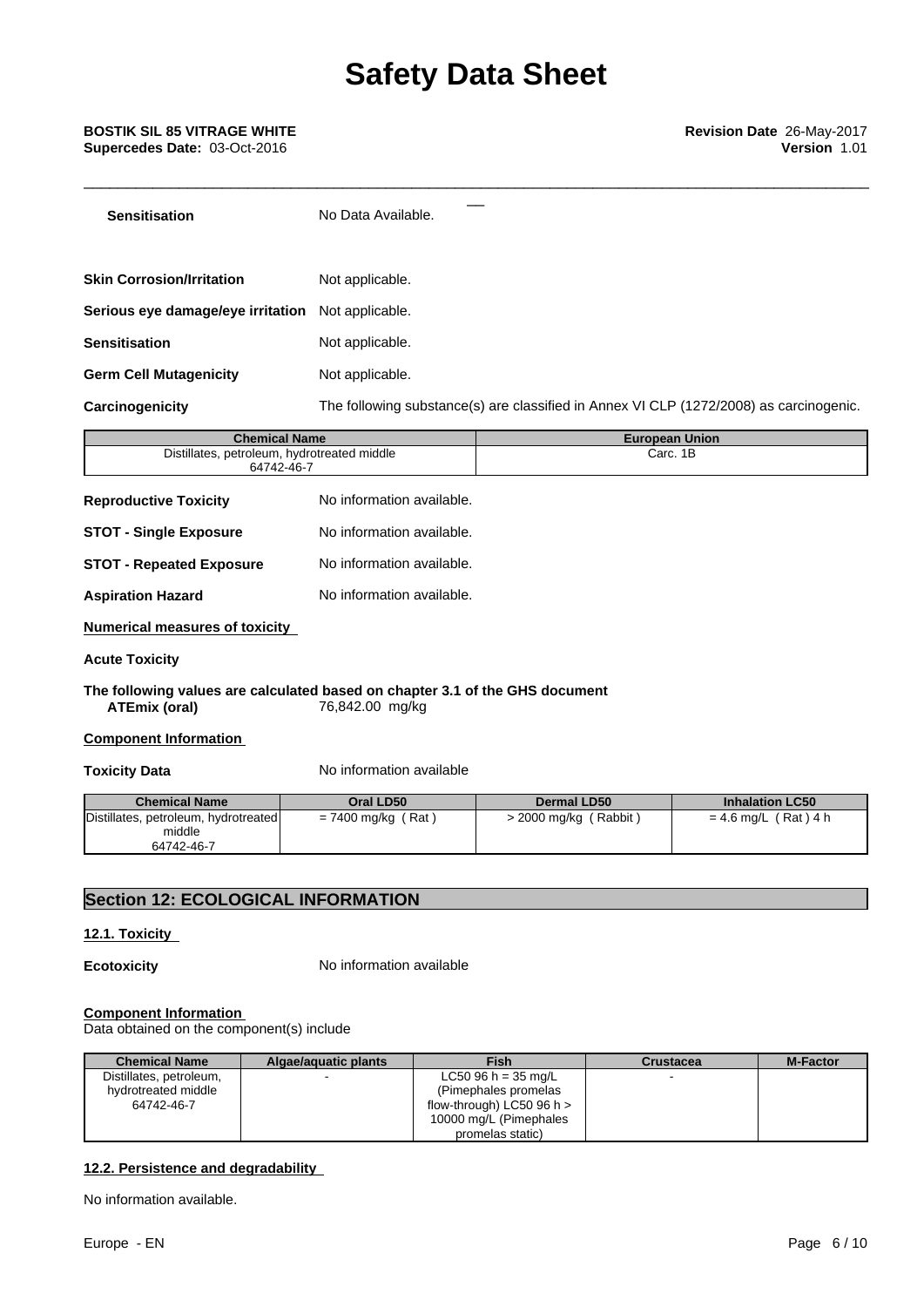**Sensitisation** No Data Available.

**Skin Corrosion/Irritation** Not applicable.

**Serious eye damage/eye irritation** Not applicable.

**Sensitisation** Not applicable.

**Germ Cell Mutagenicity** Not applicable.

**Carcinogenicity** The following substance(s) are classified in Annex VI CLP (1272/2008) as carcinogenic.

| Chemical Name | European Union |
|---|---|
| Distillates, petroleum, hydrotreated middle 64742-46-7 | Carc. 1B |

**Reproductive Toxicity** No information available.

**STOT - Single Exposure** No information available.

**STOT - Repeated Exposure** No information available.

**Aspiration Hazard** No information available.

**Numerical measures of toxicity**

**Acute Toxicity**

**The following values are calculated based on chapter 3.1 of the GHS document**

**ATEmix (oral)** 76,842.00 mg/kg

**Component Information**

**Toxicity Data** No information available

| Chemical Name | Oral LD50 | Dermal LD50 | Inhalation LC50 |
|---|---|---|---|
| Distillates, petroleum, hydrotreated middle 64742-46-7 | = 7400 mg/kg ( Rat ) | > 2000 mg/kg ( Rabbit ) | = 4.6 mg/L ( Rat ) 4 h |

## Section 12: ECOLOGICAL INFORMATION

### 12.1. Toxicity

**Ecotoxicity** No information available

**Component Information**

Data obtained on the component(s) include

| Chemical Name | Algae/aquatic plants | Fish | Crustacea | M-Factor |
|---|---|---|---|---|
| Distillates, petroleum, hydrotreated middle 64742-46-7 | - | LC50 96 h = 35 mg/L (Pimephales promelas flow-through) LC50 96 h > 10000 mg/L (Pimephales promelas static) | - | |

### 12.2. Persistence and degradability

No information available.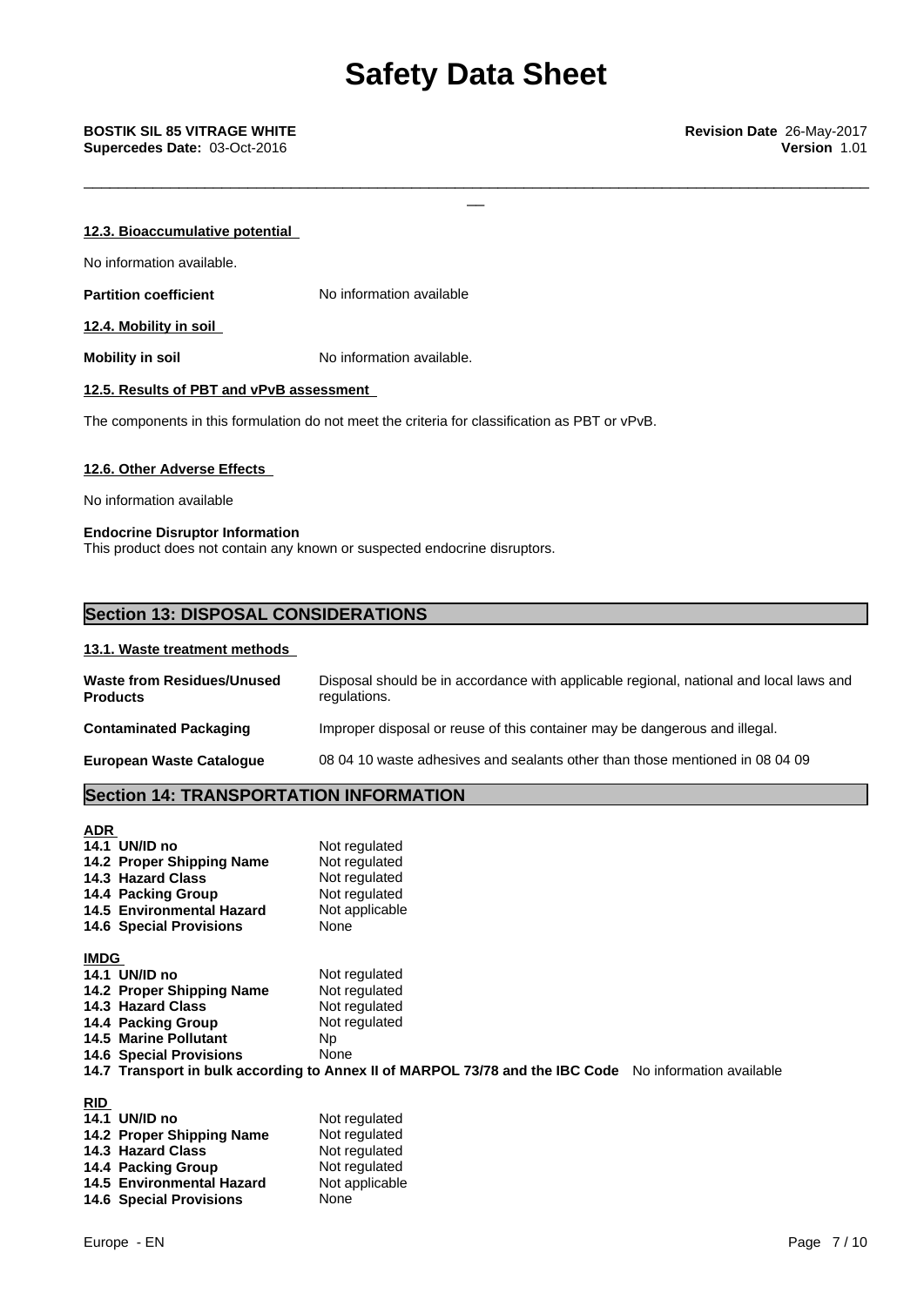#### 12.3. Bioaccumulative potential

No information available.

**Partition coefficient** No information available

#### 12.4. Mobility in soil

**Mobility in soil** No information available.

#### 12.5. Results of PBT and vPvB assessment

The components in this formulation do not meet the criteria for classification as PBT or vPvB.

#### 12.6. Other Adverse Effects

No information available

**Endocrine Disruptor Information**
This product does not contain any known or suspected endocrine disruptors.

## Section 13: DISPOSAL CONSIDERATIONS

#### 13.1. Waste treatment methods

| | |
|---|---|
| **Waste from Residues/Unused Products** | Disposal should be in accordance with applicable regional, national and local laws and regulations. |
| **Contaminated Packaging** | Improper disposal or reuse of this container may be dangerous and illegal. |
| **European Waste Catalogue** | 08 04 10 waste adhesives and sealants other than those mentioned in 08 04 09 |

## Section 14: TRANSPORTATION INFORMATION

**ADR**

| | |
|---|---|
| **14.1 UN/ID no** | Not regulated |
| **14.2 Proper Shipping Name** | Not regulated |
| **14.3 Hazard Class** | Not regulated |
| **14.4 Packing Group** | Not regulated |
| **14.5 Environmental Hazard** | Not applicable |
| **14.6 Special Provisions** | None |

**IMDG**

| | |
|---|---|
| **14.1 UN/ID no** | Not regulated |
| **14.2 Proper Shipping Name** | Not regulated |
| **14.3 Hazard Class** | Not regulated |
| **14.4 Packing Group** | Not regulated |
| **14.5 Marine Pollutant** | Np |
| **14.6 Special Provisions** | None |

**14.7 Transport in bulk according to Annex II of MARPOL 73/78 and the IBC Code** No information available

**RID**

| | |
|---|---|
| **14.1 UN/ID no** | Not regulated |
| **14.2 Proper Shipping Name** | Not regulated |
| **14.3 Hazard Class** | Not regulated |
| **14.4 Packing Group** | Not regulated |
| **14.5 Environmental Hazard** | Not applicable |
| **14.6 Special Provisions** | None |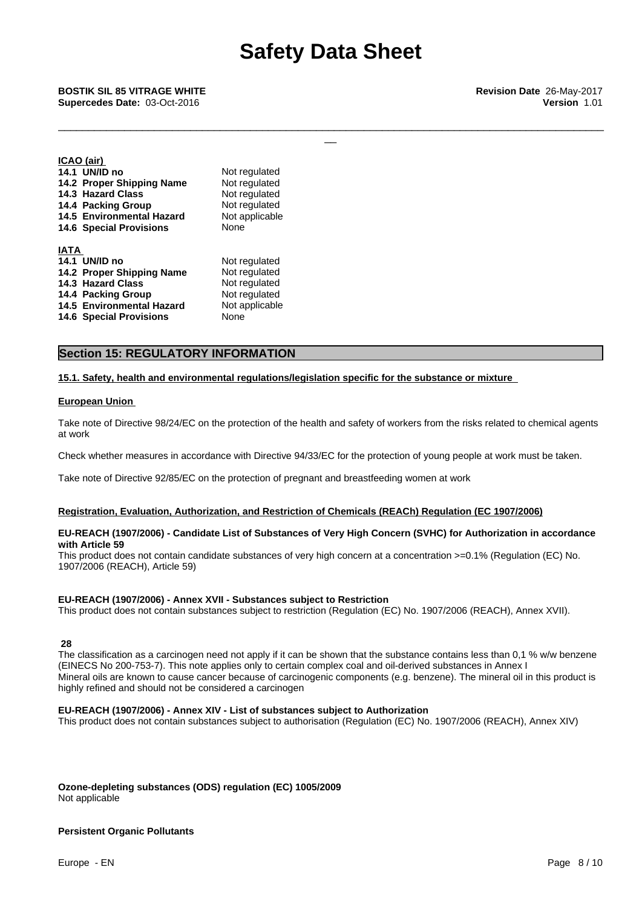**ICAO (air)**

| | |
|---|---|
| **14.1 UN/ID no** | Not regulated |
| **14.2 Proper Shipping Name** | Not regulated |
| **14.3 Hazard Class** | Not regulated |
| **14.4 Packing Group** | Not regulated |
| **14.5 Environmental Hazard** | Not applicable |
| **14.6 Special Provisions** | None |

**IATA**

| | |
|---|---|
| **14.1 UN/ID no** | Not regulated |
| **14.2 Proper Shipping Name** | Not regulated |
| **14.3 Hazard Class** | Not regulated |
| **14.4 Packing Group** | Not regulated |
| **14.5 Environmental Hazard** | Not applicable |
| **14.6 Special Provisions** | None |

## Section 15: REGULATORY INFORMATION

**15.1. Safety, health and environmental regulations/legislation specific for the substance or mixture**

**European Union**

Take note of Directive 98/24/EC on the protection of the health and safety of workers from the risks related to chemical agents at work

Check whether measures in accordance with Directive 94/33/EC for the protection of young people at work must be taken.

Take note of Directive 92/85/EC on the protection of pregnant and breastfeeding women at work

**Registration, Evaluation, Authorization, and Restriction of Chemicals (REACh) Regulation (EC 1907/2006)**

**EU-REACH (1907/2006) - Candidate List of Substances of Very High Concern (SVHC) for Authorization in accordance with Article 59**
This product does not contain candidate substances of very high concern at a concentration >=0.1% (Regulation (EC) No. 1907/2006 (REACH), Article 59)

**EU-REACH (1907/2006) - Annex XVII - Substances subject to Restriction**
This product does not contain substances subject to restriction (Regulation (EC) No. 1907/2006 (REACH), Annex XVII).

**28**
The classification as a carcinogen need not apply if it can be shown that the substance contains less than 0,1 % w/w benzene (EINECS No 200-753-7). This note applies only to certain complex coal and oil-derived substances in Annex I
Mineral oils are known to cause cancer because of carcinogenic components (e.g. benzene). The mineral oil in this product is highly refined and should not be considered a carcinogen

**EU-REACH (1907/2006) - Annex XIV - List of substances subject to Authorization**
This product does not contain substances subject to authorisation (Regulation (EC) No. 1907/2006 (REACH), Annex XIV)

**Ozone-depleting substances (ODS) regulation (EC) 1005/2009**
Not applicable

**Persistent Organic Pollutants**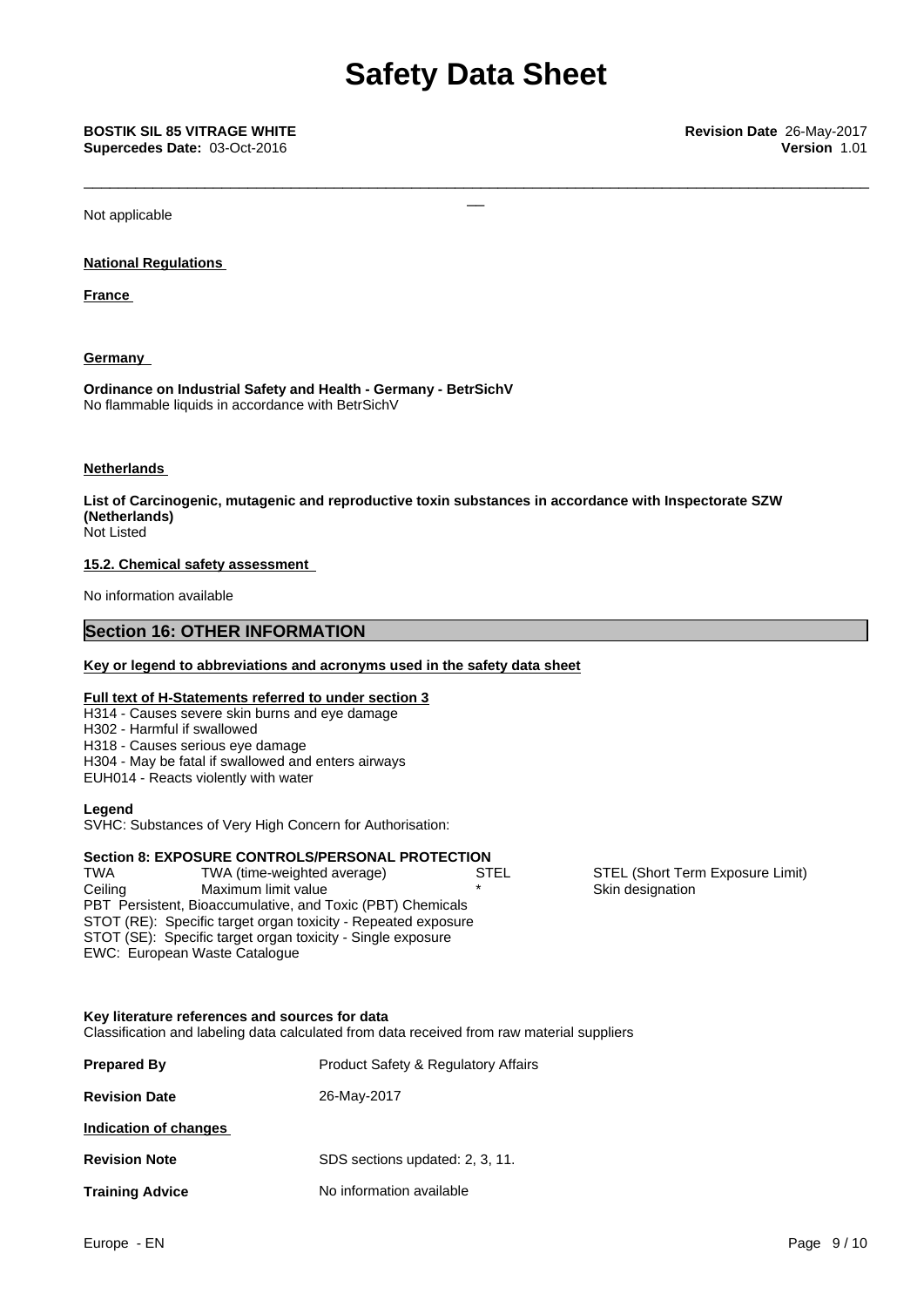Not applicable

**National Regulations**

**France**

**Germany**

**Ordinance on Industrial Safety and Health - Germany - BetrSichV**
No flammable liquids in accordance with BetrSichV

**Netherlands**

**List of Carcinogenic, mutagenic and reproductive toxin substances in accordance with Inspectorate SZW (Netherlands)**
Not Listed

**15.2. Chemical safety assessment**

No information available

## Section 16: OTHER INFORMATION

**Key or legend to abbreviations and acronyms used in the safety data sheet**

**Full text of H-Statements referred to under section 3**
H314 - Causes severe skin burns and eye damage
H302 - Harmful if swallowed
H318 - Causes serious eye damage
H304 - May be fatal if swallowed and enters airways
EUH014 - Reacts violently with water

**Legend**
SVHC: Substances of Very High Concern for Authorisation:

**Section 8: EXPOSURE CONTROLS/PERSONAL PROTECTION**

| | | | |
|---|---|---|---|
| TWA | TWA (time-weighted average) | STEL | STEL (Short Term Exposure Limit) |
| Ceiling | Maximum limit value | * | Skin designation |

PBT Persistent, Bioaccumulative, and Toxic (PBT) Chemicals
STOT (RE): Specific target organ toxicity - Repeated exposure
STOT (SE): Specific target organ toxicity - Single exposure
EWC: European Waste Catalogue

**Key literature references and sources for data**
Classification and labeling data calculated from data received from raw material suppliers

**Prepared By** Product Safety & Regulatory Affairs

**Revision Date** 26-May-2017

**Indication of changes**

**Revision Note** SDS sections updated: 2, 3, 11.

**Training Advice** No information available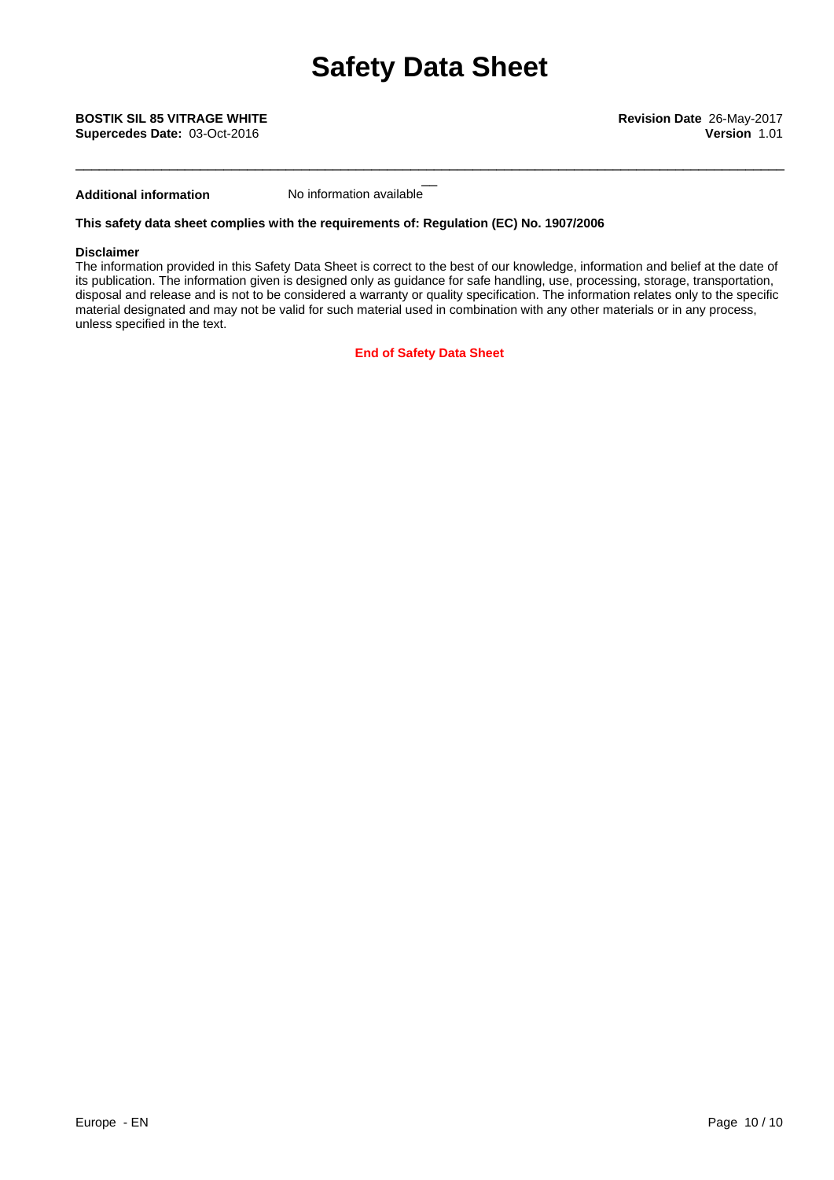**Additional information** No information available

**This safety data sheet complies with the requirements of: Regulation (EC) No. 1907/2006**

**Disclaimer**

The information provided in this Safety Data Sheet is correct to the best of our knowledge, information and belief at the date of its publication. The information given is designed only as guidance for safe handling, use, processing, storage, transportation, disposal and release and is not to be considered a warranty or quality specification. The information relates only to the specific material designated and may not be valid for such material used in combination with any other materials or in any process, unless specified in the text.

**End of Safety Data Sheet**